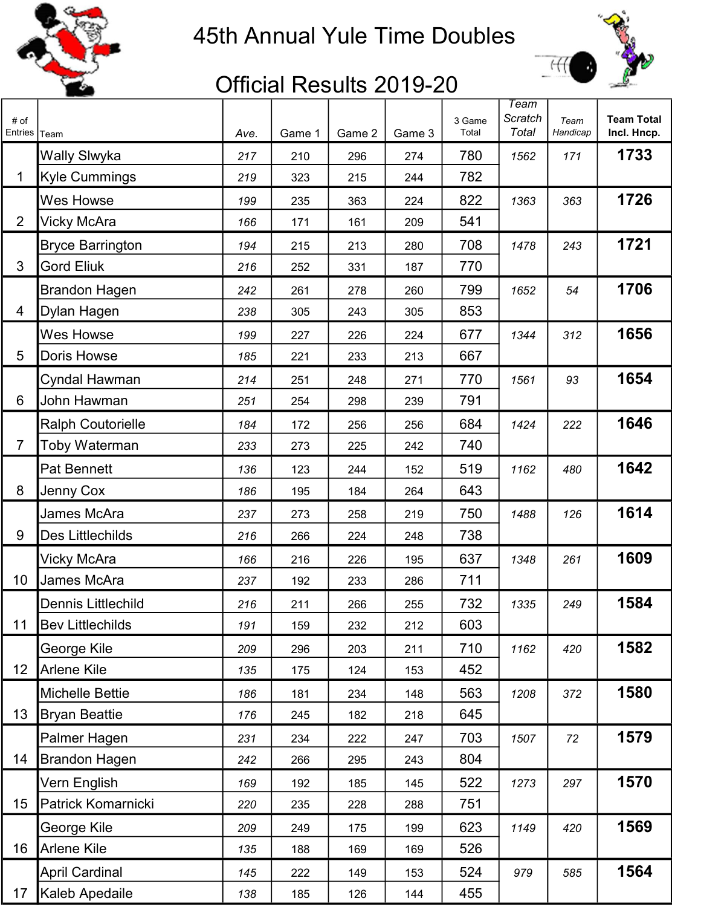# 45th Annual Yule Time Doubles

## Official Results 2019-20

| # of Entries | Team | Ave. | Game 1 | Game 2 | Game 3 | 3 Game Total | Team Scratch Total | Team Handicap | Team Total Incl. Hncp. |
|---|---|---|---|---|---|---|---|---|---|
| 1 | Wally Slwyka | 217 | 210 | 296 | 274 | 780 | 1562 | 171 | 1733 |
| | Kyle Cummings | 219 | 323 | 215 | 244 | 782 | | | |
| 2 | Wes Howse | 199 | 235 | 363 | 224 | 822 | 1363 | 363 | 1726 |
| | Vicky McAra | 166 | 171 | 161 | 209 | 541 | | | |
| 3 | Bryce Barrington | 194 | 215 | 213 | 280 | 708 | 1478 | 243 | 1721 |
| | Gord Eliuk | 216 | 252 | 331 | 187 | 770 | | | |
| 4 | Brandon Hagen | 242 | 261 | 278 | 260 | 799 | 1652 | 54 | 1706 |
| | Dylan Hagen | 238 | 305 | 243 | 305 | 853 | | | |
| 5 | Wes Howse | 199 | 227 | 226 | 224 | 677 | 1344 | 312 | 1656 |
| | Doris Howse | 185 | 221 | 233 | 213 | 667 | | | |
| 6 | Cyndal Hawman | 214 | 251 | 248 | 271 | 770 | 1561 | 93 | 1654 |
| | John Hawman | 251 | 254 | 298 | 239 | 791 | | | |
| 7 | Ralph Coutorielle | 184 | 172 | 256 | 256 | 684 | 1424 | 222 | 1646 |
| | Toby Waterman | 233 | 273 | 225 | 242 | 740 | | | |
| 8 | Pat Bennett | 136 | 123 | 244 | 152 | 519 | 1162 | 480 | 1642 |
| | Jenny Cox | 186 | 195 | 184 | 264 | 643 | | | |
| 9 | James McAra | 237 | 273 | 258 | 219 | 750 | 1488 | 126 | 1614 |
| | Des Littlechilds | 216 | 266 | 224 | 248 | 738 | | | |
| 10 | Vicky McAra | 166 | 216 | 226 | 195 | 637 | 1348 | 261 | 1609 |
| | James McAra | 237 | 192 | 233 | 286 | 711 | | | |
| 11 | Dennis Littlechild | 216 | 211 | 266 | 255 | 732 | 1335 | 249 | 1584 |
| | Bev Littlechilds | 191 | 159 | 232 | 212 | 603 | | | |
| 12 | George Kile | 209 | 296 | 203 | 211 | 710 | 1162 | 420 | 1582 |
| | Arlene Kile | 135 | 175 | 124 | 153 | 452 | | | |
| 13 | Michelle Bettie | 186 | 181 | 234 | 148 | 563 | 1208 | 372 | 1580 |
| | Bryan Beattie | 176 | 245 | 182 | 218 | 645 | | | |
| 14 | Palmer Hagen | 231 | 234 | 222 | 247 | 703 | 1507 | 72 | 1579 |
| | Brandon Hagen | 242 | 266 | 295 | 243 | 804 | | | |
| 15 | Vern English | 169 | 192 | 185 | 145 | 522 | 1273 | 297 | 1570 |
| | Patrick Komarnicki | 220 | 235 | 228 | 288 | 751 | | | |
| 16 | George Kile | 209 | 249 | 175 | 199 | 623 | 1149 | 420 | 1569 |
| | Arlene Kile | 135 | 188 | 169 | 169 | 526 | | | |
| 17 | April Cardinal | 145 | 222 | 149 | 153 | 524 | 979 | 585 | 1564 |
| | Kaleb Apedaile | 138 | 185 | 126 | 144 | 455 | | | |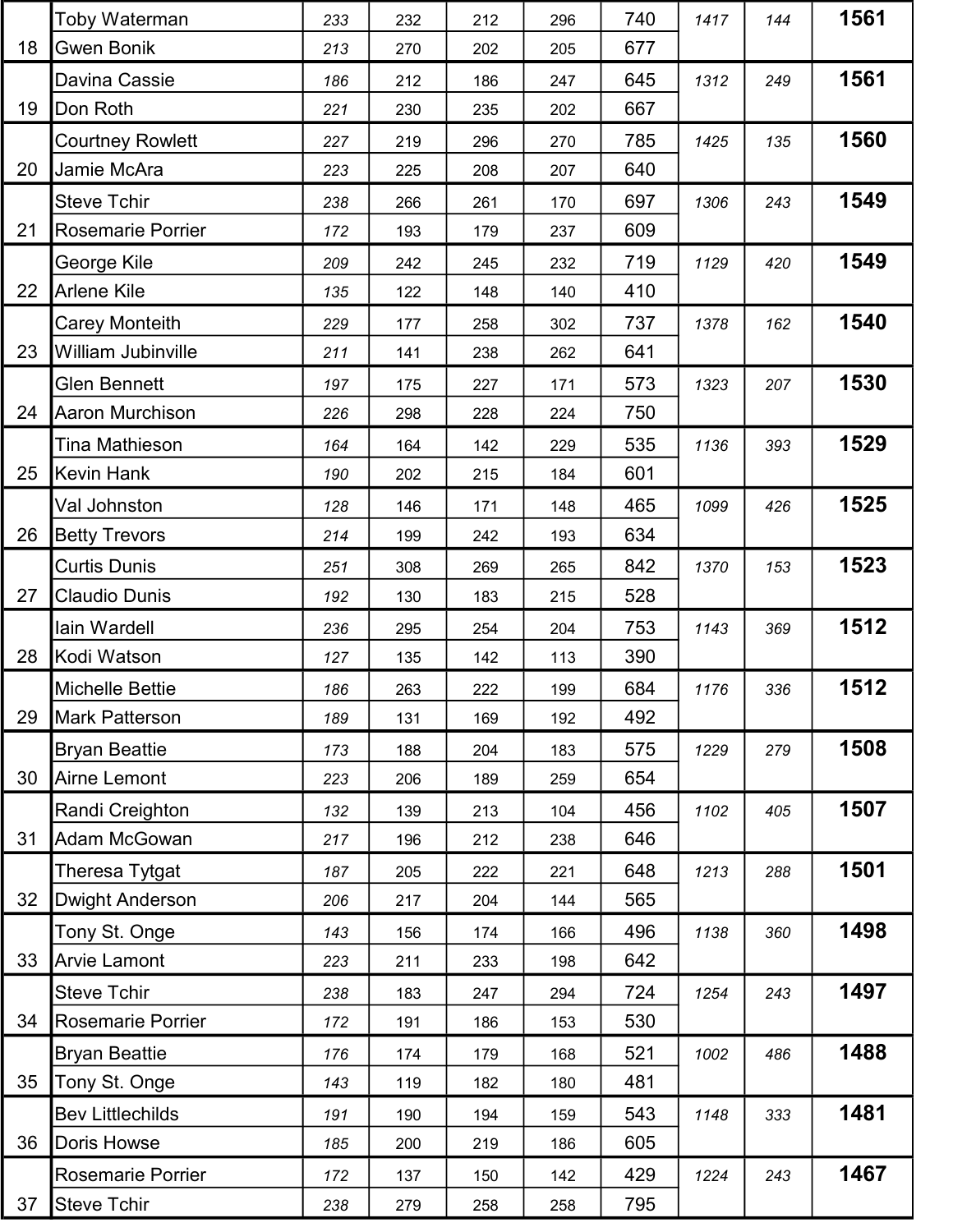| | | | | | | | | | |
|---|---|---|---|---|---|---|---|---|---|
| | Toby Waterman | *233* | 232 | 212 | 296 | 740 | *1417* | *144* | **1561** |
| 18 | Gwen Bonik | *213* | 270 | 202 | 205 | 677 | | | |
| | Davina Cassie | *186* | 212 | 186 | 247 | 645 | *1312* | *249* | **1561** |
| 19 | Don Roth | *221* | 230 | 235 | 202 | 667 | | | |
| | Courtney Rowlett | *227* | 219 | 296 | 270 | 785 | *1425* | *135* | **1560** |
| 20 | Jamie McAra | *223* | 225 | 208 | 207 | 640 | | | |
| | Steve Tchir | *238* | 266 | 261 | 170 | 697 | *1306* | *243* | **1549** |
| 21 | Rosemarie Porrier | *172* | 193 | 179 | 237 | 609 | | | |
| | George Kile | *209* | 242 | 245 | 232 | 719 | *1129* | *420* | **1549** |
| 22 | Arlene Kile | *135* | 122 | 148 | 140 | 410 | | | |
| | Carey Monteith | *229* | 177 | 258 | 302 | 737 | *1378* | *162* | **1540** |
| 23 | William Jubinville | *211* | 141 | 238 | 262 | 641 | | | |
| | Glen Bennett | *197* | 175 | 227 | 171 | 573 | *1323* | *207* | **1530** |
| 24 | Aaron Murchison | *226* | 298 | 228 | 224 | 750 | | | |
| | Tina Mathieson | *164* | 164 | 142 | 229 | 535 | *1136* | *393* | **1529** |
| 25 | Kevin Hank | *190* | 202 | 215 | 184 | 601 | | | |
| | Val Johnston | *128* | 146 | 171 | 148 | 465 | *1099* | *426* | **1525** |
| 26 | Betty Trevors | *214* | 199 | 242 | 193 | 634 | | | |
| | Curtis Dunis | *251* | 308 | 269 | 265 | 842 | *1370* | *153* | **1523** |
| 27 | Claudio Dunis | *192* | 130 | 183 | 215 | 528 | | | |
| | Iain Wardell | *236* | 295 | 254 | 204 | 753 | *1143* | *369* | **1512** |
| 28 | Kodi Watson | *127* | 135 | 142 | 113 | 390 | | | |
| | Michelle Bettie | *186* | 263 | 222 | 199 | 684 | *1176* | *336* | **1512** |
| 29 | Mark Patterson | *189* | 131 | 169 | 192 | 492 | | | |
| | Bryan Beattie | *173* | 188 | 204 | 183 | 575 | *1229* | *279* | **1508** |
| 30 | Airne Lemont | *223* | 206 | 189 | 259 | 654 | | | |
| | Randi Creighton | *132* | 139 | 213 | 104 | 456 | *1102* | *405* | **1507** |
| 31 | Adam McGowan | *217* | 196 | 212 | 238 | 646 | | | |
| | Theresa Tytgat | *187* | 205 | 222 | 221 | 648 | *1213* | *288* | **1501** |
| 32 | Dwight Anderson | *206* | 217 | 204 | 144 | 565 | | | |
| | Tony St. Onge | *143* | 156 | 174 | 166 | 496 | *1138* | *360* | **1498** |
| 33 | Arvie Lamont | *223* | 211 | 233 | 198 | 642 | | | |
| | Steve Tchir | *238* | 183 | 247 | 294 | 724 | *1254* | *243* | **1497** |
| 34 | Rosemarie Porrier | *172* | 191 | 186 | 153 | 530 | | | |
| | Bryan Beattie | *176* | 174 | 179 | 168 | 521 | *1002* | *486* | **1488** |
| 35 | Tony St. Onge | *143* | 119 | 182 | 180 | 481 | | | |
| | Bev Littlechilds | *191* | 190 | 194 | 159 | 543 | *1148* | *333* | **1481** |
| 36 | Doris Howse | *185* | 200 | 219 | 186 | 605 | | | |
| | Rosemarie Porrier | *172* | 137 | 150 | 142 | 429 | *1224* | *243* | **1467** |
| 37 | Steve Tchir | *238* | 279 | 258 | 258 | 795 | | | |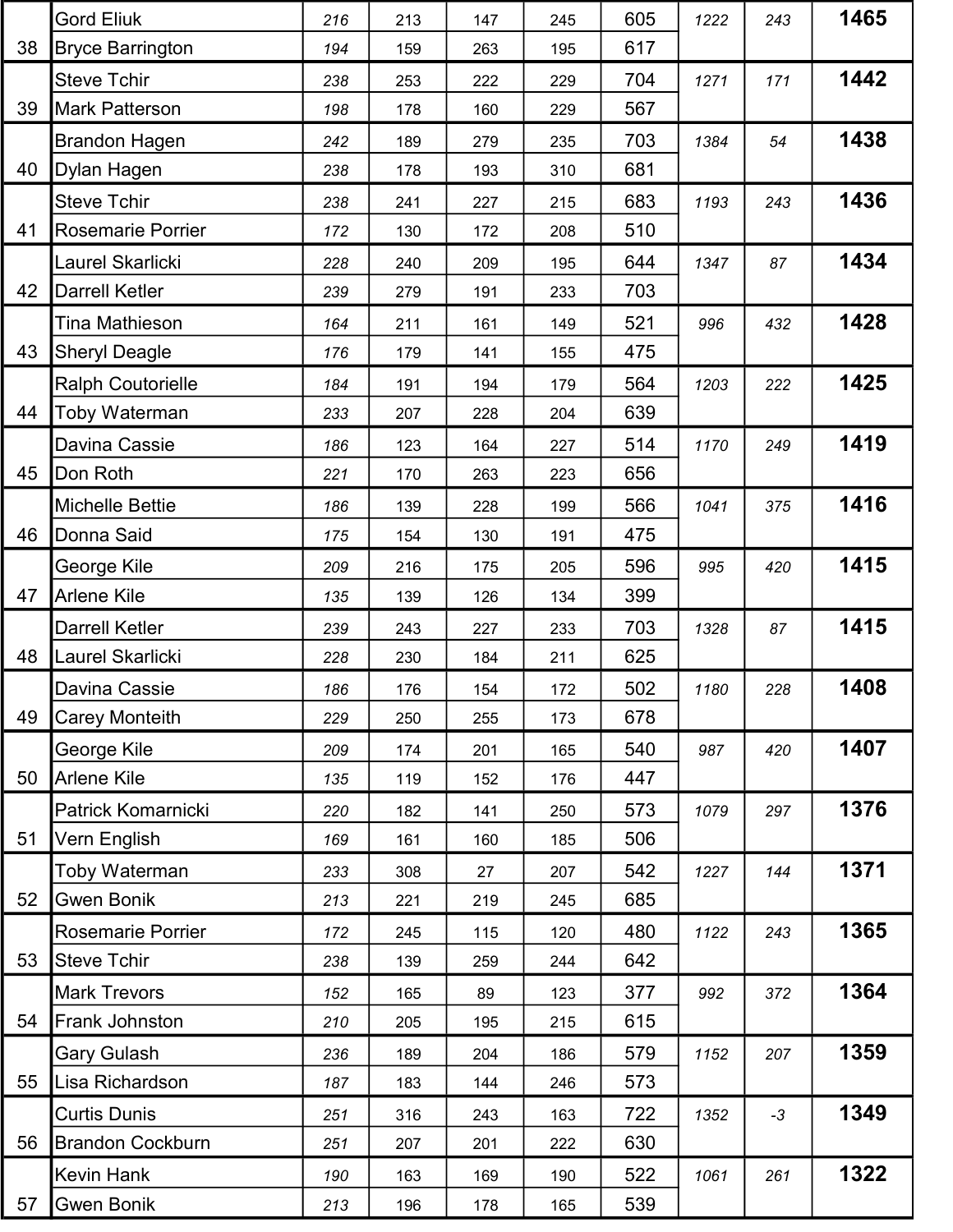| | Name | | | | | | | | |
|---|---|---|---|---|---|---|---|---|---|
| | Gord Eliuk | *216* | 213 | 147 | 245 | 605 | *1222* | *243* | **1465** |
| 38 | Bryce Barrington | *194* | 159 | 263 | 195 | 617 | | | |
| | Steve Tchir | *238* | 253 | 222 | 229 | 704 | *1271* | *171* | **1442** |
| 39 | Mark Patterson | *198* | 178 | 160 | 229 | 567 | | | |
| | Brandon Hagen | *242* | 189 | 279 | 235 | 703 | *1384* | *54* | **1438** |
| 40 | Dylan Hagen | *238* | 178 | 193 | 310 | 681 | | | |
| | Steve Tchir | *238* | 241 | 227 | 215 | 683 | *1193* | *243* | **1436** |
| 41 | Rosemarie Porrier | *172* | 130 | 172 | 208 | 510 | | | |
| | Laurel Skarlicki | *228* | 240 | 209 | 195 | 644 | *1347* | *87* | **1434** |
| 42 | Darrell Ketler | *239* | 279 | 191 | 233 | 703 | | | |
| | Tina Mathieson | *164* | 211 | 161 | 149 | 521 | *996* | *432* | **1428** |
| 43 | Sheryl Deagle | *176* | 179 | 141 | 155 | 475 | | | |
| | Ralph Coutorielle | *184* | 191 | 194 | 179 | 564 | *1203* | *222* | **1425** |
| 44 | Toby Waterman | *233* | 207 | 228 | 204 | 639 | | | |
| | Davina Cassie | *186* | 123 | 164 | 227 | 514 | *1170* | *249* | **1419** |
| 45 | Don Roth | *221* | 170 | 263 | 223 | 656 | | | |
| | Michelle Bettie | *186* | 139 | 228 | 199 | 566 | *1041* | *375* | **1416** |
| 46 | Donna Said | *175* | 154 | 130 | 191 | 475 | | | |
| | George Kile | *209* | 216 | 175 | 205 | 596 | *995* | *420* | **1415** |
| 47 | Arlene Kile | *135* | 139 | 126 | 134 | 399 | | | |
| | Darrell Ketler | *239* | 243 | 227 | 233 | 703 | *1328* | *87* | **1415** |
| 48 | Laurel Skarlicki | *228* | 230 | 184 | 211 | 625 | | | |
| | Davina Cassie | *186* | 176 | 154 | 172 | 502 | *1180* | *228* | **1408** |
| 49 | Carey Monteith | *229* | 250 | 255 | 173 | 678 | | | |
| | George Kile | *209* | 174 | 201 | 165 | 540 | *987* | *420* | **1407** |
| 50 | Arlene Kile | *135* | 119 | 152 | 176 | 447 | | | |
| | Patrick Komarnicki | *220* | 182 | 141 | 250 | 573 | *1079* | *297* | **1376** |
| 51 | Vern English | *169* | 161 | 160 | 185 | 506 | | | |
| | Toby Waterman | *233* | 308 | 27 | 207 | 542 | *1227* | *144* | **1371** |
| 52 | Gwen Bonik | *213* | 221 | 219 | 245 | 685 | | | |
| | Rosemarie Porrier | *172* | 245 | 115 | 120 | 480 | *1122* | *243* | **1365** |
| 53 | Steve Tchir | *238* | 139 | 259 | 244 | 642 | | | |
| | Mark Trevors | *152* | 165 | 89 | 123 | 377 | *992* | *372* | **1364** |
| 54 | Frank Johnston | *210* | 205 | 195 | 215 | 615 | | | |
| | Gary Gulash | *236* | 189 | 204 | 186 | 579 | *1152* | *207* | **1359** |
| 55 | Lisa Richardson | *187* | 183 | 144 | 246 | 573 | | | |
| | Curtis Dunis | *251* | 316 | 243 | 163 | 722 | *1352* | *-3* | **1349** |
| 56 | Brandon Cockburn | *251* | 207 | 201 | 222 | 630 | | | |
| | Kevin Hank | *190* | 163 | 169 | 190 | 522 | *1061* | *261* | **1322** |
| 57 | Gwen Bonik | *213* | 196 | 178 | 165 | 539 | | | |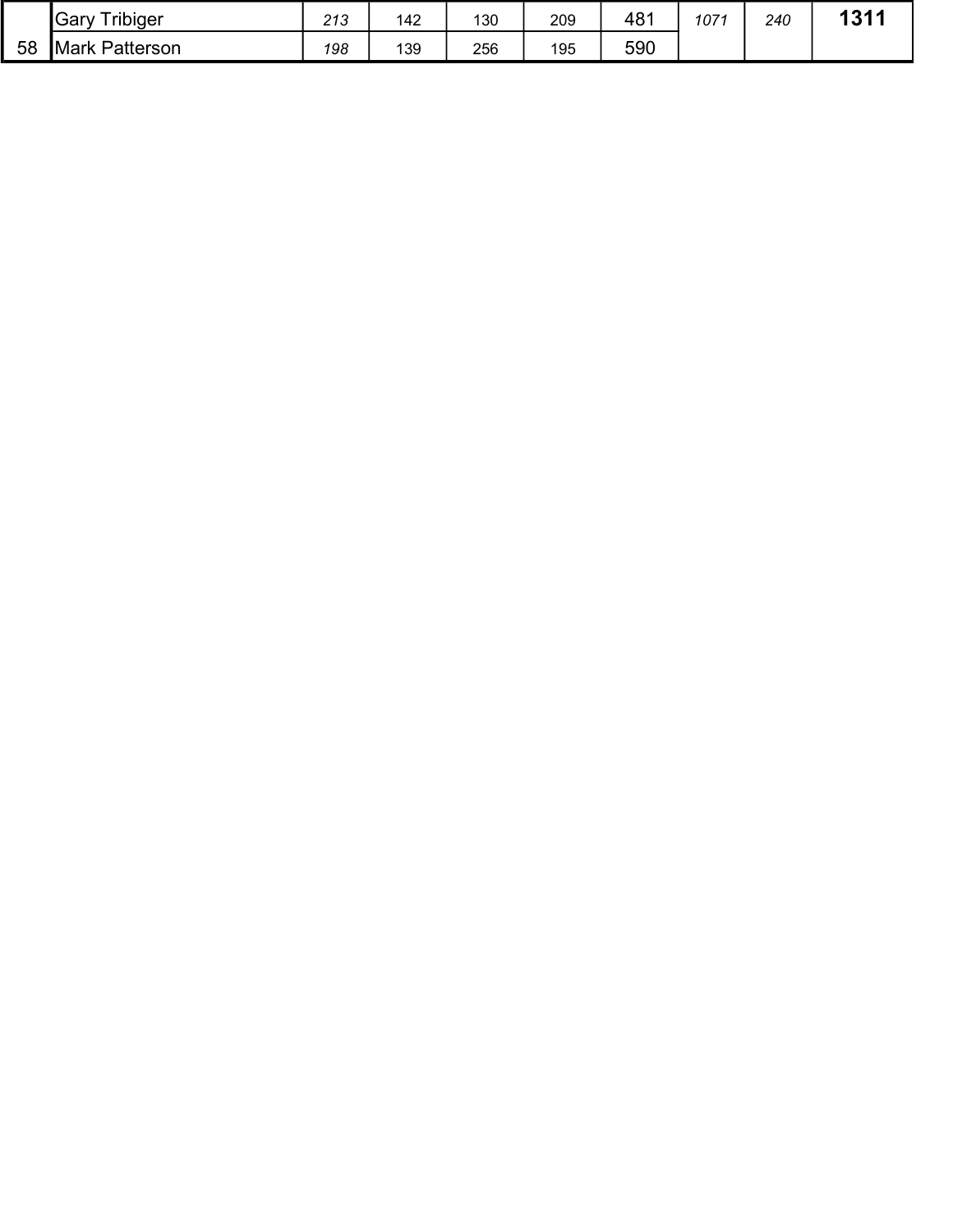| | | | | | | | | | |
|---|---|---|---|---|---|---|---|---|---|
| | Gary Tribiger | *213* | 142 | 130 | 209 | 481 | *1071* | *240* | **1311** |
| 58 | Mark Patterson | *198* | 139 | 256 | 195 | 590 | | | |